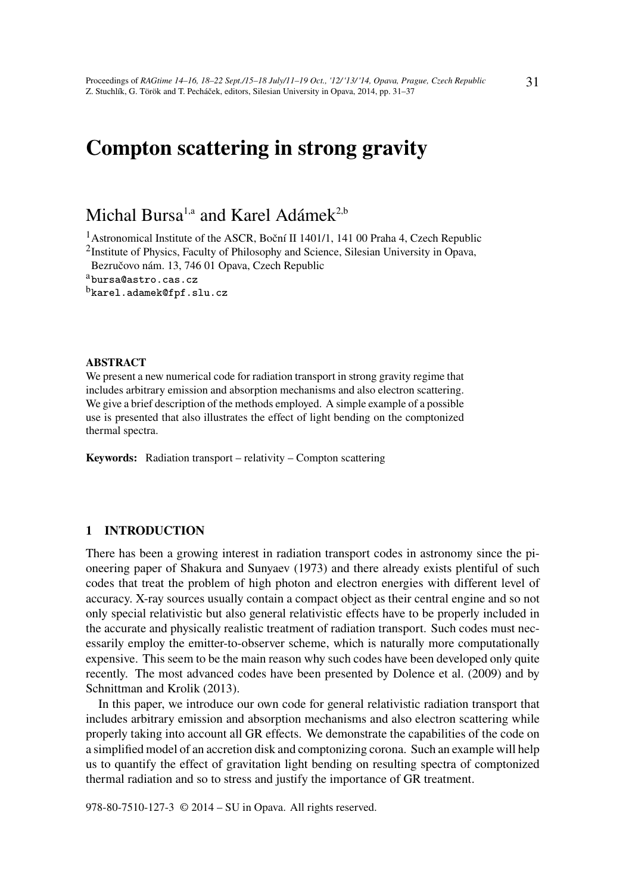# Compton scattering in strong gravity

Michal Bursa[1,a] and Karel Adámek[2,b]

[1]Astronomical Institute of the ASCR, Boční II 1401/1, 141 00 Praha 4, Czech Republic
[2]Institute of Physics, Faculty of Philosophy and Science, Silesian University in Opava, Bezručovo nám. 13, 746 01 Opava, Czech Republic
[a]bursa@astro.cas.cz
[b]karel.adamek@fpf.slu.cz

## ABSTRACT

We present a new numerical code for radiation transport in strong gravity regime that includes arbitrary emission and absorption mechanisms and also electron scattering. We give a brief description of the methods employed. A simple example of a possible use is presented that also illustrates the effect of light bending on the comptonized thermal spectra.

**Keywords:** Radiation transport – relativity – Compton scattering

## 1 INTRODUCTION

There has been a growing interest in radiation transport codes in astronomy since the pioneering paper of Shakura and Sunyaev (1973) and there already exists plentiful of such codes that treat the problem of high photon and electron energies with different level of accuracy. X-ray sources usually contain a compact object as their central engine and so not only special relativistic but also general relativistic effects have to be properly included in the accurate and physically realistic treatment of radiation transport. Such codes must necessarily employ the emitter-to-observer scheme, which is naturally more computationally expensive. This seem to be the main reason why such codes have been developed only quite recently. The most advanced codes have been presented by Dolence et al. (2009) and by Schnittman and Krolik (2013).

In this paper, we introduce our own code for general relativistic radiation transport that includes arbitrary emission and absorption mechanisms and also electron scattering while properly taking into account all GR effects. We demonstrate the capabilities of the code on a simplified model of an accretion disk and comptonizing corona. Such an example will help us to quantify the effect of gravitation light bending on resulting spectra of comptonized thermal radiation and so to stress and justify the importance of GR treatment.

978-80-7510-127-3 © 2014 – SU in Opava. All rights reserved.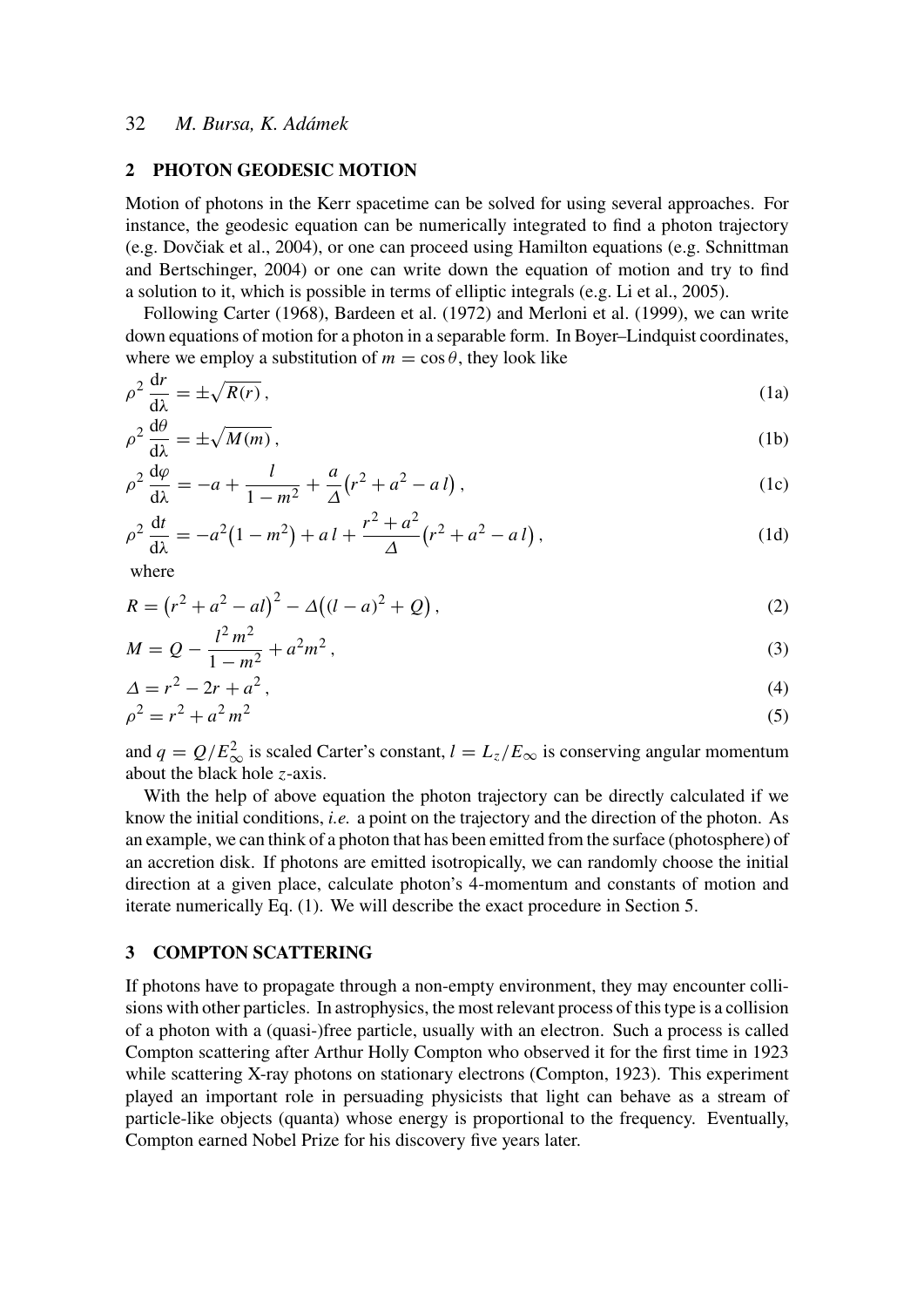## 2 PHOTON GEODESIC MOTION

Motion of photons in the Kerr spacetime can be solved for using several approaches. For instance, the geodesic equation can be numerically integrated to find a photon trajectory (e.g. Dovčiak et al., 2004), or one can proceed using Hamilton equations (e.g. Schnittman and Bertschinger, 2004) or one can write down the equation of motion and try to find a solution to it, which is possible in terms of elliptic integrals (e.g. Li et al., 2005).

Following Carter (1968), Bardeen et al. (1972) and Merloni et al. (1999), we can write down equations of motion for a photon in a separable form. In Boyer–Lindquist coordinates, where we employ a substitution of $m = \cos\theta$, they look like

$$\rho^2 \frac{\mathrm{d}r}{\mathrm{d}\lambda} = \pm\sqrt{R(r)}\,, \tag{1a}$$

$$\rho^2 \frac{\mathrm{d}\theta}{\mathrm{d}\lambda} = \pm\sqrt{M(m)}\,, \tag{1b}$$

$$\rho^2 \frac{\mathrm{d}\varphi}{\mathrm{d}\lambda} = -a + \frac{l}{1-m^2} + \frac{a}{\Delta}\big(r^2 + a^2 - a\,l\big)\,, \tag{1c}$$

$$\rho^2 \frac{\mathrm{d}t}{\mathrm{d}\lambda} = -a^2\big(1-m^2\big) + a\,l + \frac{r^2+a^2}{\Delta}\big(r^2 + a^2 - a\,l\big)\,, \tag{1d}$$

where

$$R = \big(r^2 + a^2 - al\big)^2 - \Delta\big((l-a)^2 + Q\big)\,, \tag{2}$$

$$M = Q - \frac{l^2 m^2}{1-m^2} + a^2 m^2\,, \tag{3}$$

$$\Delta = r^2 - 2r + a^2\,, \tag{4}$$

$$\rho^2 = r^2 + a^2 m^2 \tag{5}$$

and $q = Q/E_\infty^2$ is scaled Carter's constant, $l = L_z/E_\infty$ is conserving angular momentum about the black hole $z$-axis.

With the help of above equation the photon trajectory can be directly calculated if we know the initial conditions, *i.e.* a point on the trajectory and the direction of the photon. As an example, we can think of a photon that has been emitted from the surface (photosphere) of an accretion disk. If photons are emitted isotropically, we can randomly choose the initial direction at a given place, calculate photon's 4-momentum and constants of motion and iterate numerically Eq. (1). We will describe the exact procedure in Section 5.

## 3 COMPTON SCATTERING

If photons have to propagate through a non-empty environment, they may encounter collisions with other particles. In astrophysics, the most relevant process of this type is a collision of a photon with a (quasi-)free particle, usually with an electron. Such a process is called Compton scattering after Arthur Holly Compton who observed it for the first time in 1923 while scattering X-ray photons on stationary electrons (Compton, 1923). This experiment played an important role in persuading physicists that light can behave as a stream of particle-like objects (quanta) whose energy is proportional to the frequency. Eventually, Compton earned Nobel Prize for his discovery five years later.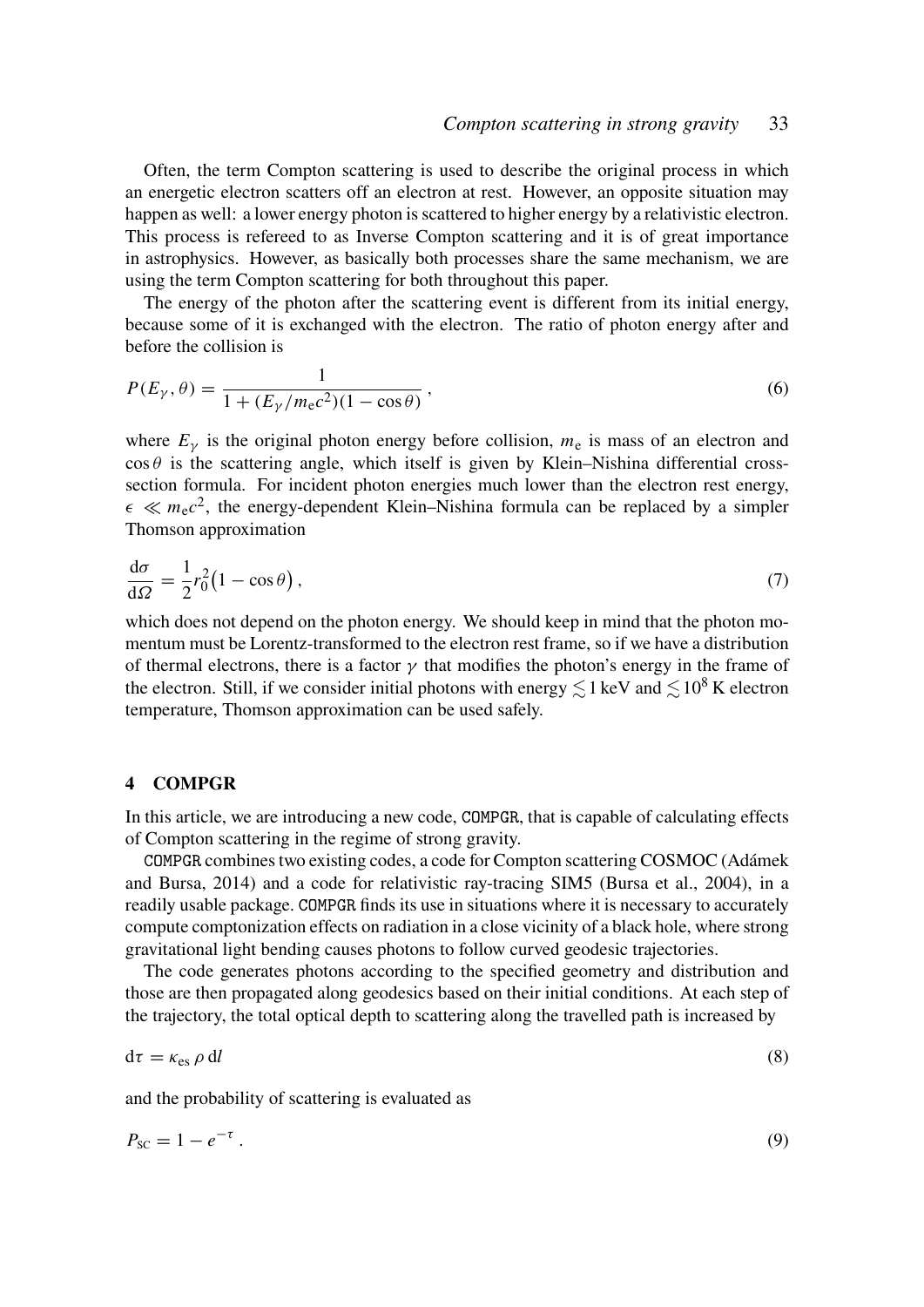Often, the term Compton scattering is used to describe the original process in which an energetic electron scatters off an electron at rest. However, an opposite situation may happen as well: a lower energy photon is scattered to higher energy by a relativistic electron. This process is refereed to as Inverse Compton scattering and it is of great importance in astrophysics. However, as basically both processes share the same mechanism, we are using the term Compton scattering for both throughout this paper.

The energy of the photon after the scattering event is different from its initial energy, because some of it is exchanged with the electron. The ratio of photon energy after and before the collision is

$$P(E_\gamma, \theta) = \frac{1}{1 + (E_\gamma / m_e c^2)(1 - \cos\theta)}\,, \tag{6}$$

where $E_\gamma$ is the original photon energy before collision, $m_e$ is mass of an electron and $\cos\theta$ is the scattering angle, which itself is given by Klein–Nishina differential cross-section formula. For incident photon energies much lower than the electron rest energy, $\epsilon \ll m_e c^2$, the energy-dependent Klein–Nishina formula can be replaced by a simpler Thomson approximation

$$\frac{\mathrm{d}\sigma}{\mathrm{d}\Omega} = \frac{1}{2} r_0^2 \big(1 - \cos\theta\big)\,, \tag{7}$$

which does not depend on the photon energy. We should keep in mind that the photon momentum must be Lorentz-transformed to the electron rest frame, so if we have a distribution of thermal electrons, there is a factor $\gamma$ that modifies the photon's energy in the frame of the electron. Still, if we consider initial photons with energy $\lesssim 1$ keV and $\lesssim 10^8$ K electron temperature, Thomson approximation can be used safely.

## 4 COMPGR

In this article, we are introducing a new code, COMPGR, that is capable of calculating effects of Compton scattering in the regime of strong gravity.

COMPGR combines two existing codes, a code for Compton scattering COSMOC (Adámek and Bursa, 2014) and a code for relativistic ray-tracing SIM5 (Bursa et al., 2004), in a readily usable package. COMPGR finds its use in situations where it is necessary to accurately compute comptonization effects on radiation in a close vicinity of a black hole, where strong gravitational light bending causes photons to follow curved geodesic trajectories.

The code generates photons according to the specified geometry and distribution and those are then propagated along geodesics based on their initial conditions. At each step of the trajectory, the total optical depth to scattering along the travelled path is increased by

$$\mathrm{d}\tau = \kappa_{\mathrm{es}}\, \rho\, \mathrm{d}l \tag{8}$$

and the probability of scattering is evaluated as

$$P_{\mathrm{sc}} = 1 - e^{-\tau}\,. \tag{9}$$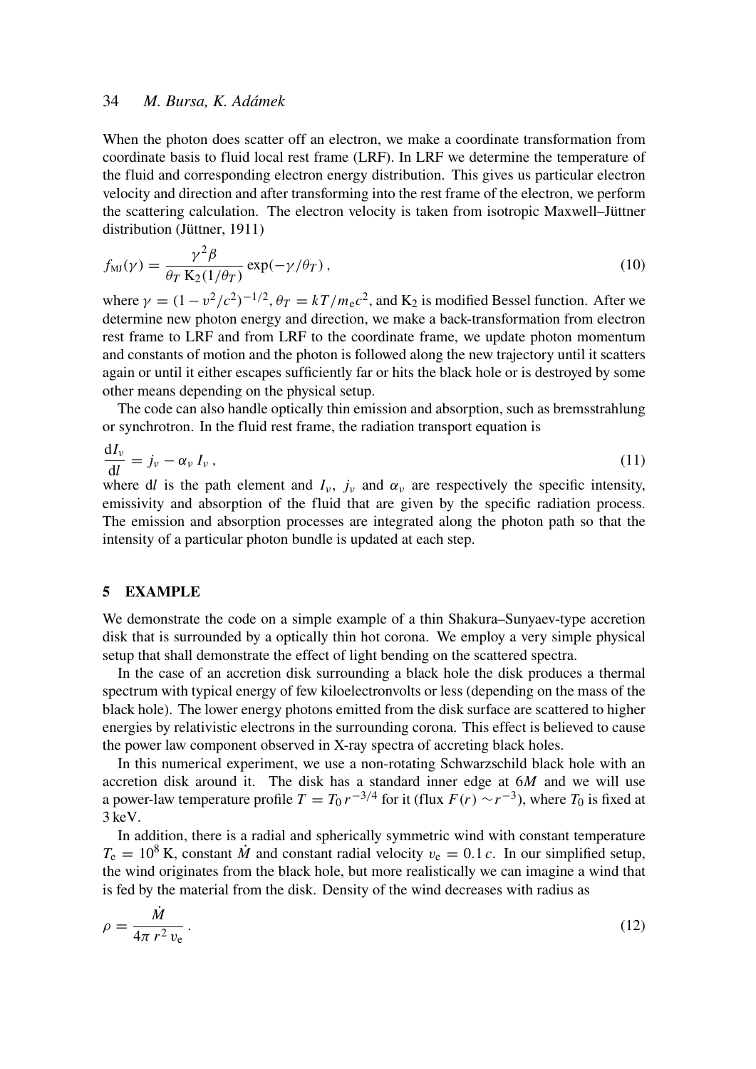When the photon does scatter off an electron, we make a coordinate transformation from coordinate basis to fluid local rest frame (LRF). In LRF we determine the temperature of the fluid and corresponding electron energy distribution. This gives us particular electron velocity and direction and after transforming into the rest frame of the electron, we perform the scattering calculation. The electron velocity is taken from isotropic Maxwell–Jüttner distribution (Jüttner, 1911)

$$f_{\rm MJ}(\gamma) = \frac{\gamma^2 \beta}{\theta_T \, {\rm K}_2(1/\theta_T)} \exp(-\gamma/\theta_T)\,, \tag{10}$$

where $\gamma = (1 - v^2/c^2)^{-1/2}$, $\theta_T = kT/m_{\rm e}c^2$, and $\rm K_2$ is modified Bessel function. After we determine new photon energy and direction, we make a back-transformation from electron rest frame to LRF and from LRF to the coordinate frame, we update photon momentum and constants of motion and the photon is followed along the new trajectory until it scatters again or until it either escapes sufficiently far or hits the black hole or is destroyed by some other means depending on the physical setup.

The code can also handle optically thin emission and absorption, such as bremsstrahlung or synchrotron. In the fluid rest frame, the radiation transport equation is

$$\frac{{\rm d}I_\nu}{{\rm d}l} = j_\nu - \alpha_\nu \, I_\nu\,, \tag{11}$$

where d$l$ is the path element and $I_\nu$, $j_\nu$ and $\alpha_\nu$ are respectively the specific intensity, emissivity and absorption of the fluid that are given by the specific radiation process. The emission and absorption processes are integrated along the photon path so that the intensity of a particular photon bundle is updated at each step.

## 5 EXAMPLE

We demonstrate the code on a simple example of a thin Shakura–Sunyaev-type accretion disk that is surrounded by a optically thin hot corona. We employ a very simple physical setup that shall demonstrate the effect of light bending on the scattered spectra.

In the case of an accretion disk surrounding a black hole the disk produces a thermal spectrum with typical energy of few kiloelectronvolts or less (depending on the mass of the black hole). The lower energy photons emitted from the disk surface are scattered to higher energies by relativistic electrons in the surrounding corona. This effect is believed to cause the power law component observed in X-ray spectra of accreting black holes.

In this numerical experiment, we use a non-rotating Schwarzschild black hole with an accretion disk around it. The disk has a standard inner edge at $6M$ and we will use a power-law temperature profile $T = T_0\, r^{-3/4}$ for it (flux $F(r) \sim r^{-3}$), where $T_0$ is fixed at 3 keV.

In addition, there is a radial and spherically symmetric wind with constant temperature $T_{\rm e} = 10^8$ K, constant $\dot{M}$ and constant radial velocity $v_{\rm e} = 0.1\,c$. In our simplified setup, the wind originates from the black hole, but more realistically we can imagine a wind that is fed by the material from the disk. Density of the wind decreases with radius as

$$\rho = \frac{\dot{M}}{4\pi \, r^2 \, v_{\rm e}}\,. \tag{12}$$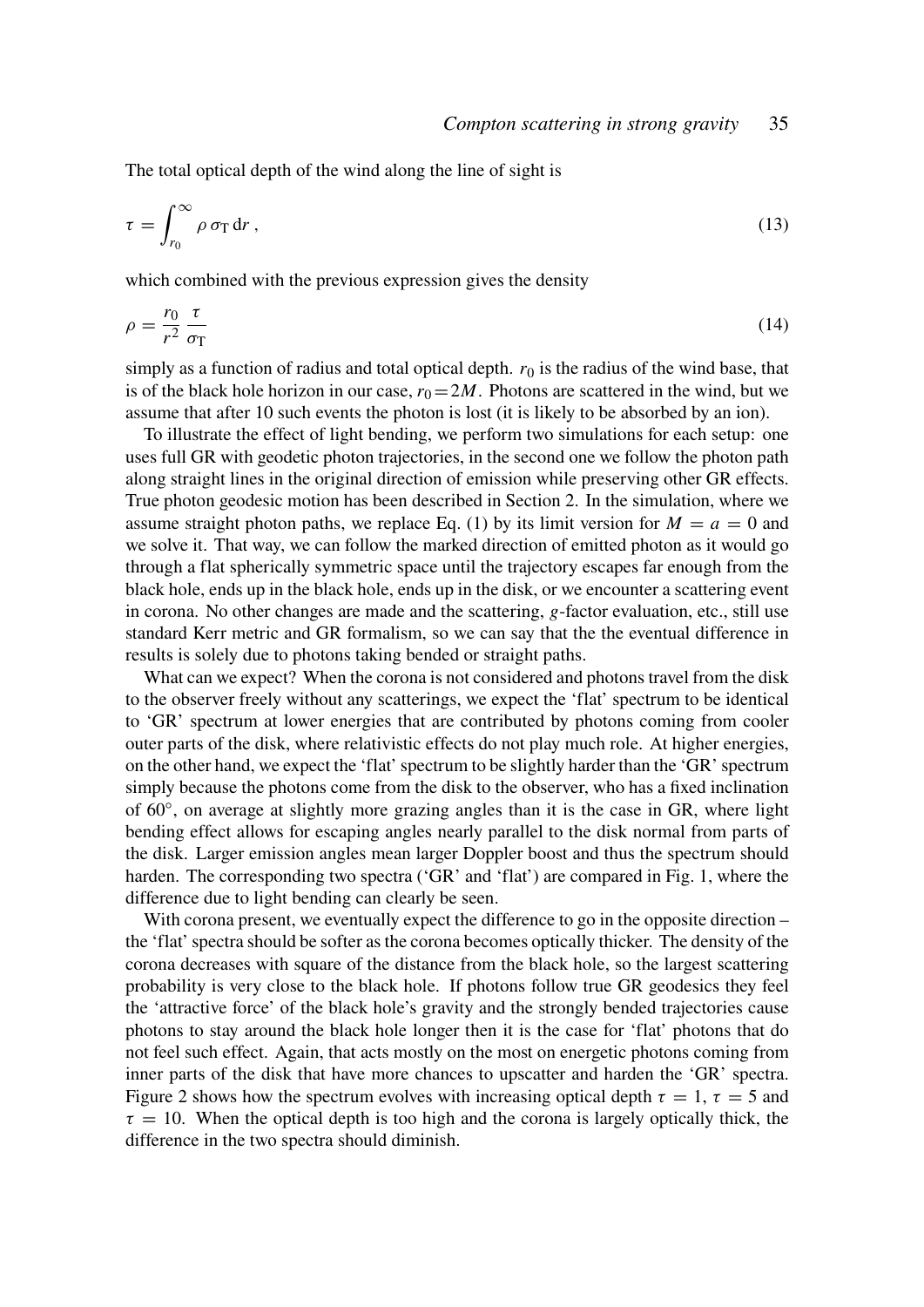The total optical depth of the wind along the line of sight is

$$\tau = \int_{r_0}^{\infty} \rho\, \sigma_{\mathrm{T}}\, \mathrm{d}r\,, \tag{13}$$

which combined with the previous expression gives the density

$$\rho = \frac{r_0}{r^2}\,\frac{\tau}{\sigma_{\mathrm{T}}} \tag{14}$$

simply as a function of radius and total optical depth. $r_0$ is the radius of the wind base, that is of the black hole horizon in our case, $r_0 = 2M$. Photons are scattered in the wind, but we assume that after 10 such events the photon is lost (it is likely to be absorbed by an ion).

To illustrate the effect of light bending, we perform two simulations for each setup: one uses full GR with geodetic photon trajectories, in the second one we follow the photon path along straight lines in the original direction of emission while preserving other GR effects. True photon geodesic motion has been described in Section 2. In the simulation, where we assume straight photon paths, we replace Eq. (1) by its limit version for $M = a = 0$ and we solve it. That way, we can follow the marked direction of emitted photon as it would go through a flat spherically symmetric space until the trajectory escapes far enough from the black hole, ends up in the black hole, ends up in the disk, or we encounter a scattering event in corona. No other changes are made and the scattering, $g$-factor evaluation, etc., still use standard Kerr metric and GR formalism, so we can say that the the eventual difference in results is solely due to photons taking bended or straight paths.

What can we expect? When the corona is not considered and photons travel from the disk to the observer freely without any scatterings, we expect the 'flat' spectrum to be identical to 'GR' spectrum at lower energies that are contributed by photons coming from cooler outer parts of the disk, where relativistic effects do not play much role. At higher energies, on the other hand, we expect the 'flat' spectrum to be slightly harder than the 'GR' spectrum simply because the photons come from the disk to the observer, who has a fixed inclination of $60^{\circ}$, on average at slightly more grazing angles than it is the case in GR, where light bending effect allows for escaping angles nearly parallel to the disk normal from parts of the disk. Larger emission angles mean larger Doppler boost and thus the spectrum should harden. The corresponding two spectra ('GR' and 'flat') are compared in Fig. 1, where the difference due to light bending can clearly be seen.

With corona present, we eventually expect the difference to go in the opposite direction – the 'flat' spectra should be softer as the corona becomes optically thicker. The density of the corona decreases with square of the distance from the black hole, so the largest scattering probability is very close to the black hole. If photons follow true GR geodesics they feel the 'attractive force' of the black hole's gravity and the strongly bended trajectories cause photons to stay around the black hole longer then it is the case for 'flat' photons that do not feel such effect. Again, that acts mostly on the most on energetic photons coming from inner parts of the disk that have more chances to upscatter and harden the 'GR' spectra. Figure 2 shows how the spectrum evolves with increasing optical depth $\tau = 1$, $\tau = 5$ and $\tau = 10$. When the optical depth is too high and the corona is largely optically thick, the difference in the two spectra should diminish.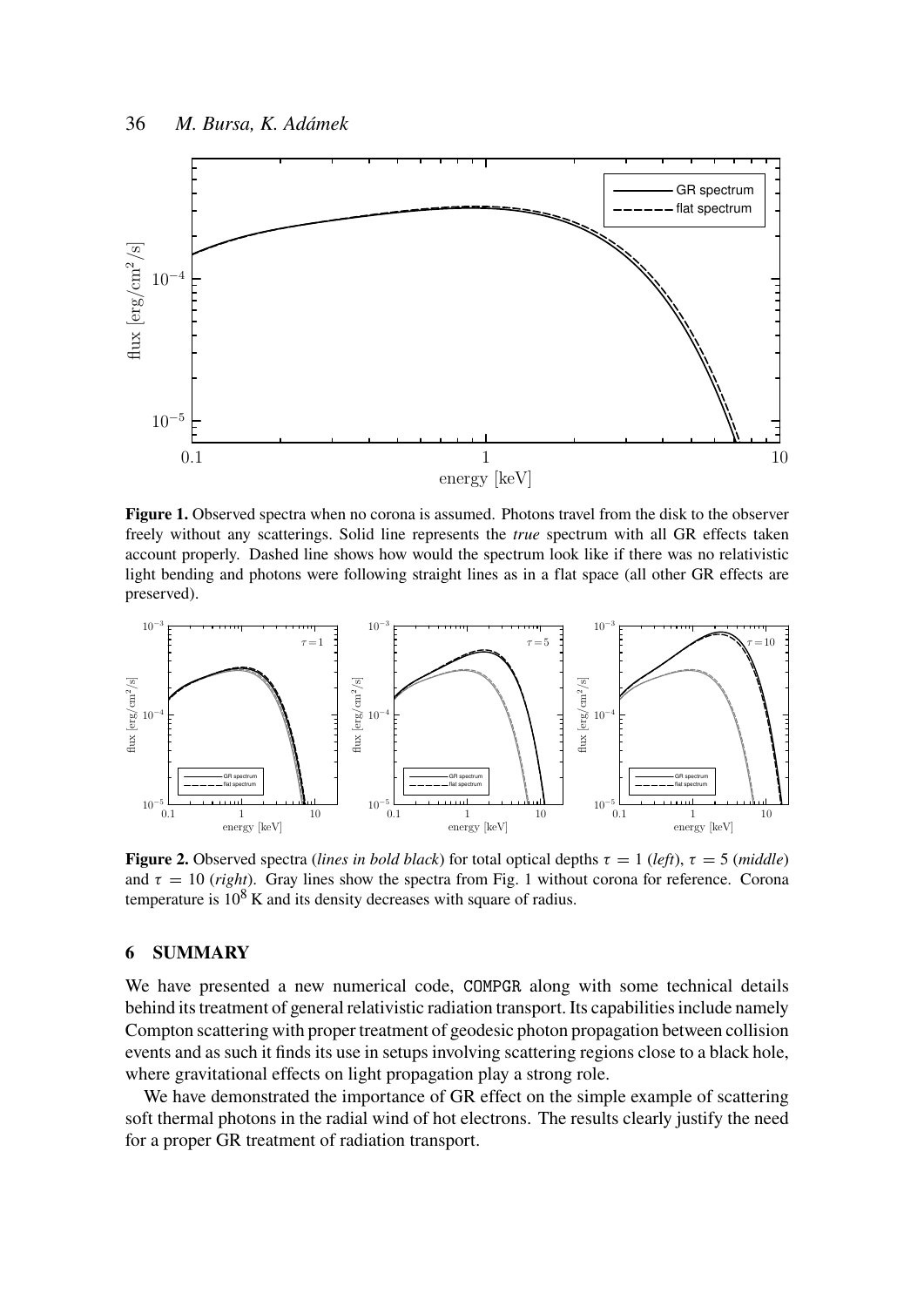**Figure 1.** Observed spectra when no corona is assumed. Photons travel from the disk to the observer freely without any scatterings. Solid line represents the *true* spectrum with all GR effects taken account properly. Dashed line shows how would the spectrum look like if there was no relativistic light bending and photons were following straight lines as in a flat space (all other GR effects are preserved).

**Figure 2.** Observed spectra (*lines in bold black*) for total optical depths $\tau = 1$ (*left*), $\tau = 5$ (*middle*) and $\tau = 10$ (*right*). Gray lines show the spectra from Fig. 1 without corona for reference. Corona temperature is $10^8$ K and its density decreases with square of radius.

## 6 SUMMARY

We have presented a new numerical code, COMPGR along with some technical details behind its treatment of general relativistic radiation transport. Its capabilities include namely Compton scattering with proper treatment of geodesic photon propagation between collision events and as such it finds its use in setups involving scattering regions close to a black hole, where gravitational effects on light propagation play a strong role.

We have demonstrated the importance of GR effect on the simple example of scattering soft thermal photons in the radial wind of hot electrons. The results clearly justify the need for a proper GR treatment of radiation transport.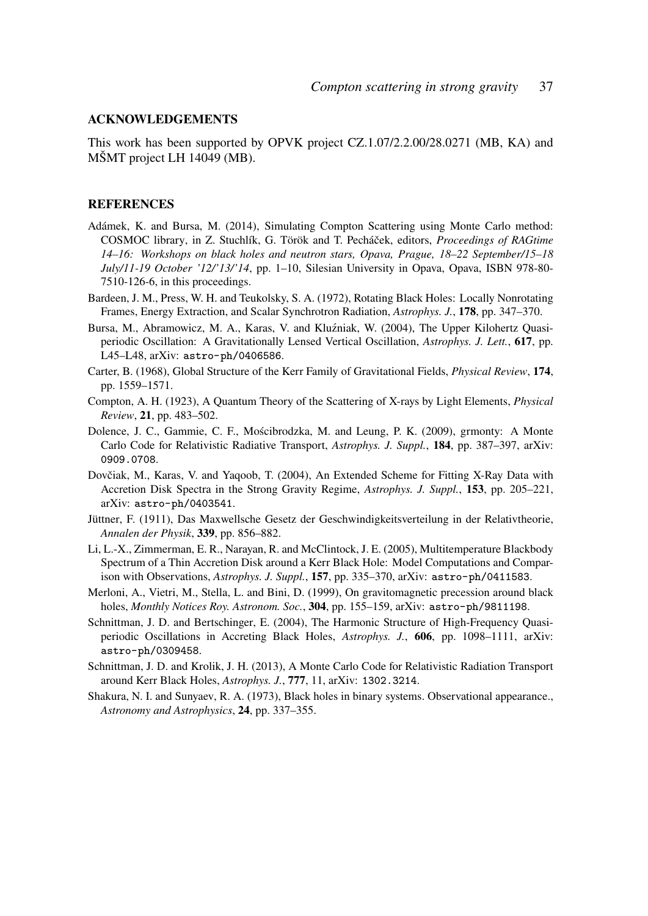## ACKNOWLEDGEMENTS

This work has been supported by OPVK project CZ.1.07/2.2.00/28.0271 (MB, KA) and MŠMT project LH 14049 (MB).

## REFERENCES

Adámek, K. and Bursa, M. (2014), Simulating Compton Scattering using Monte Carlo method: COSMOC library, in Z. Stuchlík, G. Török and T. Pecháček, editors, *Proceedings of RAGtime 14–16: Workshops on black holes and neutron stars, Opava, Prague, 18–22 September/15–18 July/11-19 October '12/'13/'14*, pp. 1–10, Silesian University in Opava, Opava, ISBN 978-80-7510-126-6, in this proceedings.

Bardeen, J. M., Press, W. H. and Teukolsky, S. A. (1972), Rotating Black Holes: Locally Nonrotating Frames, Energy Extraction, and Scalar Synchrotron Radiation, *Astrophys. J.*, **178**, pp. 347–370.

Bursa, M., Abramowicz, M. A., Karas, V. and Kluźniak, W. (2004), The Upper Kilohertz Quasi-periodic Oscillation: A Gravitationally Lensed Vertical Oscillation, *Astrophys. J. Lett.*, **617**, pp. L45–L48, arXiv: astro-ph/0406586.

Carter, B. (1968), Global Structure of the Kerr Family of Gravitational Fields, *Physical Review*, **174**, pp. 1559–1571.

Compton, A. H. (1923), A Quantum Theory of the Scattering of X-rays by Light Elements, *Physical Review*, **21**, pp. 483–502.

Dolence, J. C., Gammie, C. F., Mościbrodzka, M. and Leung, P. K. (2009), grmonty: A Monte Carlo Code for Relativistic Radiative Transport, *Astrophys. J. Suppl.*, **184**, pp. 387–397, arXiv: 0909.0708.

Dovčiak, M., Karas, V. and Yaqoob, T. (2004), An Extended Scheme for Fitting X-Ray Data with Accretion Disk Spectra in the Strong Gravity Regime, *Astrophys. J. Suppl.*, **153**, pp. 205–221, arXiv: astro-ph/0403541.

Jüttner, F. (1911), Das Maxwellsche Gesetz der Geschwindigkeitsverteilung in der Relativtheorie, *Annalen der Physik*, **339**, pp. 856–882.

Li, L.-X., Zimmerman, E. R., Narayan, R. and McClintock, J. E. (2005), Multitemperature Blackbody Spectrum of a Thin Accretion Disk around a Kerr Black Hole: Model Computations and Comparison with Observations, *Astrophys. J. Suppl.*, **157**, pp. 335–370, arXiv: astro-ph/0411583.

Merloni, A., Vietri, M., Stella, L. and Bini, D. (1999), On gravitomagnetic precession around black holes, *Monthly Notices Roy. Astronom. Soc.*, **304**, pp. 155–159, arXiv: astro-ph/9811198.

Schnittman, J. D. and Bertschinger, E. (2004), The Harmonic Structure of High-Frequency Quasi-periodic Oscillations in Accreting Black Holes, *Astrophys. J.*, **606**, pp. 1098–1111, arXiv: astro-ph/0309458.

Schnittman, J. D. and Krolik, J. H. (2013), A Monte Carlo Code for Relativistic Radiation Transport around Kerr Black Holes, *Astrophys. J.*, **777**, 11, arXiv: 1302.3214.

Shakura, N. I. and Sunyaev, R. A. (1973), Black holes in binary systems. Observational appearance., *Astronomy and Astrophysics*, **24**, pp. 337–355.